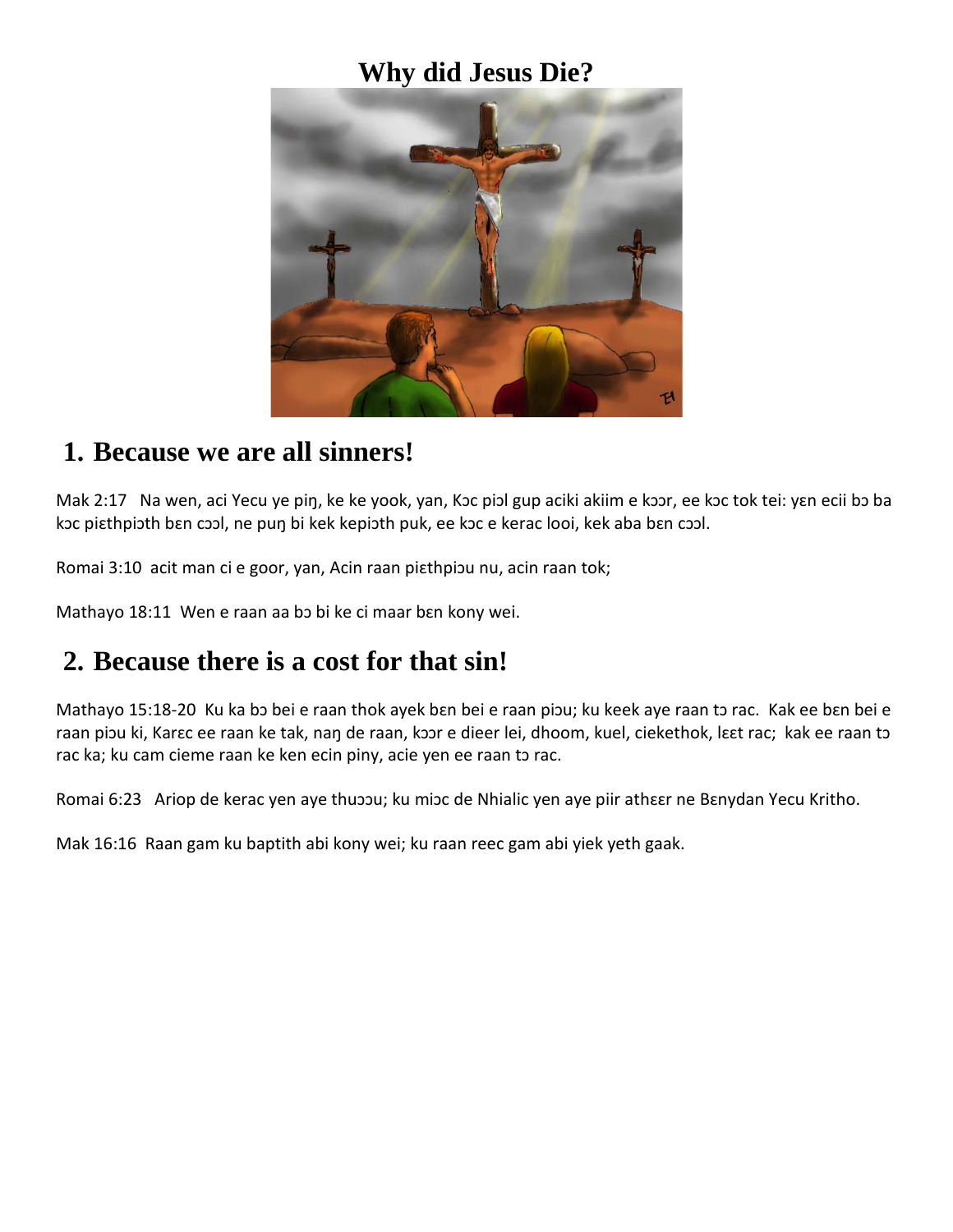# Why did Jesus Die?

## 1. Because we are all sinners!

Mak 2:17  Na wen, aci Yecu ye piŋ, ke ke yook, yan, Kɔc piɔl gup aciki akiim e kɔɔr, ee kɔc tok tei: yɛn ecii bɔ ba kɔc piɛthpiɔth bɛn cɔɔl, ne puŋ bi kek kepiɔth puk, ee kɔc e kerac looi, kek aba bɛn cɔɔl.

Romai 3:10  acit man ci e goor, yan, Acin raan piɛthpiɔu nu, acin raan tok;

Mathayo 18:11  Wen e raan aa bɔ bi ke ci maar bɛn kony wei.

## 2. Because there is a cost for that sin!

Mathayo 15:18-20  Ku ka bɔ bei e raan thok ayek bɛn bei e raan piɔu; ku keek aye raan tɔ rac.  Kak ee bɛn bei e raan piɔu ki, Karɛc ee raan ke tak, naŋ de raan, kɔɔr e dieer lei, dhoom, kuel, ciekethok, lɛɛt rac;  kak ee raan tɔ rac ka; ku cam cieme raan ke ken ecin piny, acie yen ee raan tɔ rac.

Romai 6:23  Ariop de kerac yen aye thuɔɔu; ku miɔc de Nhialic yen aye piir athɛɛr ne Bɛnydan Yecu Kritho.

Mak 16:16  Raan gam ku baptith abi kony wei; ku raan reec gam abi yiek yeth gaak.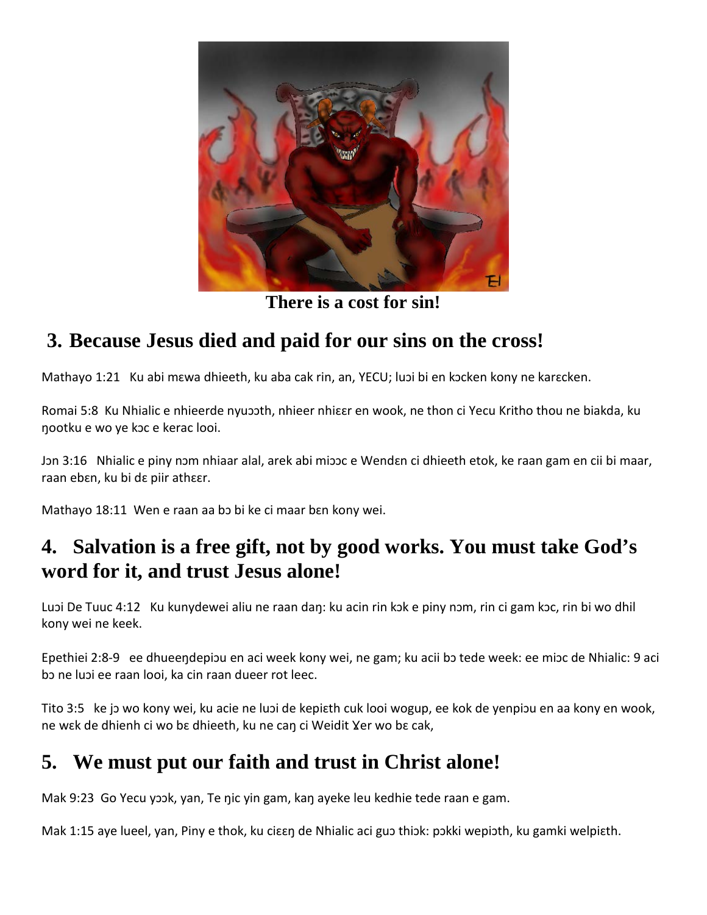There is a cost for sin!

## 3. Because Jesus died and paid for our sins on the cross!

Mathayo 1:21 Ku abi mɛwa dhieeth, ku aba cak rin, an, YECU; luɔi bi en kɔcken kony ne karɛcken.

Romai 5:8 Ku Nhialic e nhieerde nyuɔɔth, nhieer nhiɛɛr en wook, ne thon ci Yecu Kritho thou ne biakda, ku ŋootku e wo ye kɔc e kerac looi.

Jɔn 3:16 Nhialic e piny nɔm nhiaar alal, arek abi miɔɔc e Wendɛn ci dhieeth etok, ke raan gam en cii bi maar, raan ebɛn, ku bi dɛ piir athɛɛr.

Mathayo 18:11 Wen e raan aa bɔ bi ke ci maar bɛn kony wei.

## 4. Salvation is a free gift, not by good works. You must take God's word for it, and trust Jesus alone!

Luɔi De Tuuc 4:12 Ku kunydewei aliu ne raan daŋ: ku acin rin kɔk e piny nɔm, rin ci gam kɔc, rin bi wo dhil kony wei ne keek.

Epethiei 2:8-9 ee dhueeŋdepiɔu en aci week kony wei, ne gam; ku acii bɔ tede week: ee miɔc de Nhialic: 9 aci bɔ ne luɔi ee raan looi, ka cin raan dueer rot leec.

Tito 3:5 ke jɔ wo kony wei, ku acie ne luɔi de kepiɛth cuk looi wogup, ee kok de yenpiɔu en aa kony en wook, ne wɛk de dhienh ci wo bɛ dhieeth, ku ne caŋ ci Weidit Ɣer wo bɛ cak,

## 5. We must put our faith and trust in Christ alone!

Mak 9:23 Go Yecu yɔɔk, yan, Te ŋic yin gam, kaŋ ayeke leu kedhie tede raan e gam.

Mak 1:15 aye lueel, yan, Piny e thok, ku ciɛɛŋ de Nhialic aci guɔ thiɔk: pɔkki wepiɔth, ku gamki welpiɛth.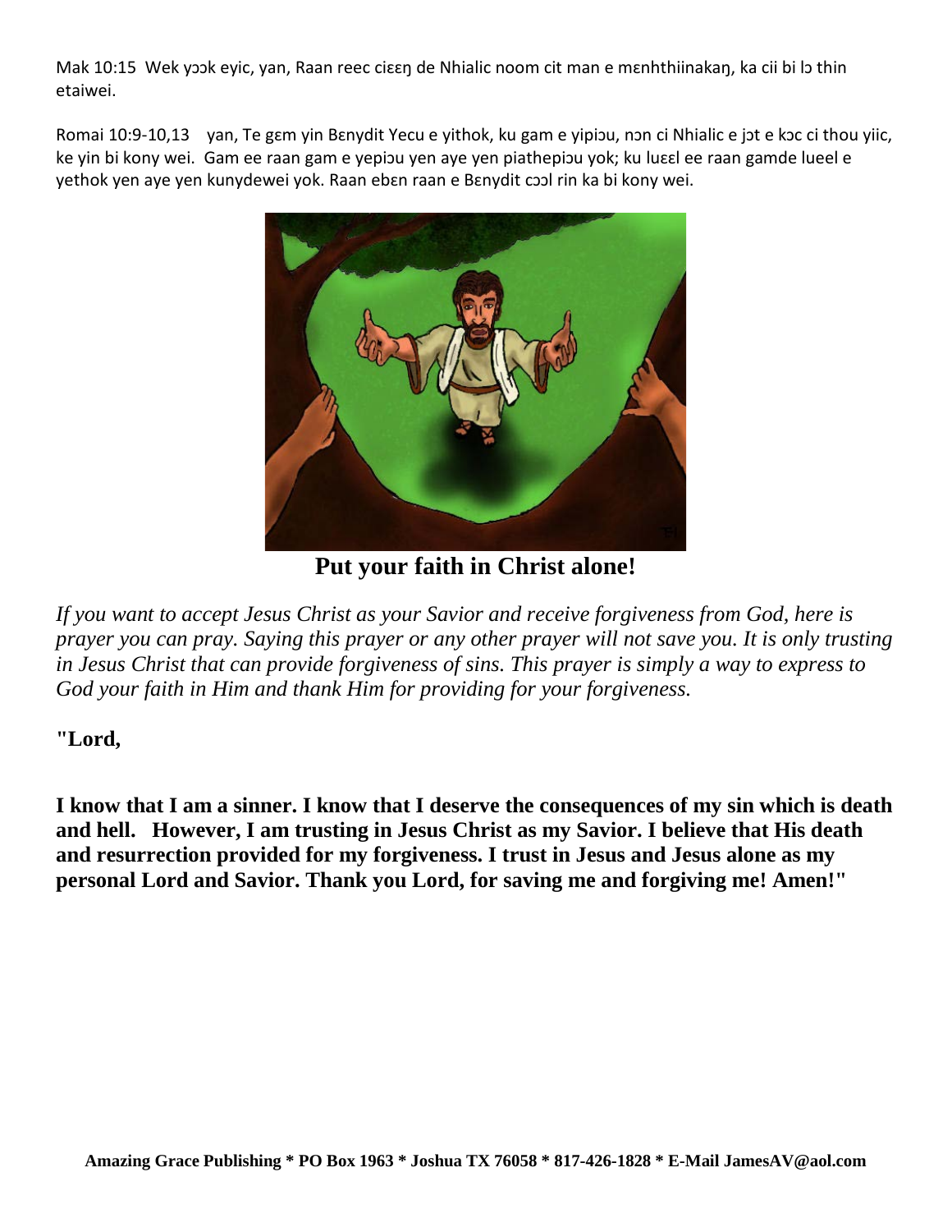Mak 10:15 Wek yɔɔk eyic, yan, Raan reec ciɛɛŋ de Nhialic noom cit man e mɛnhthiinakaŋ, ka cii bi lɔ thin etaiwei.

Romai 10:9-10,13 yan, Te gɛm yin Bɛnydit Yecu e yithok, ku gam e yipiɔu, nɔn ci Nhialic e jɔt e kɔc ci thou yiic, ke yin bi kony wei. Gam ee raan gam e yepiɔu yen aye yen piathepiɔu yok; ku luɛɛl ee raan gamde lueel e yethok yen aye yen kunydewei yok. Raan ebɛn raan e Bɛnydit cɔɔl rin ka bi kony wei.

**Put your faith in Christ alone!**

*If you want to accept Jesus Christ as your Savior and receive forgiveness from God, here is prayer you can pray. Saying this prayer or any other prayer will not save you. It is only trusting in Jesus Christ that can provide forgiveness of sins. This prayer is simply a way to express to God your faith in Him and thank Him for providing for your forgiveness.*

**"Lord,**

**I know that I am a sinner. I know that I deserve the consequences of my sin which is death and hell. However, I am trusting in Jesus Christ as my Savior. I believe that His death and resurrection provided for my forgiveness. I trust in Jesus and Jesus alone as my personal Lord and Savior. Thank you Lord, for saving me and forgiving me! Amen!"**

**Amazing Grace Publishing * PO Box 1963 * Joshua TX 76058 * 817-426-1828 * E-Mail JamesAV@aol.com**